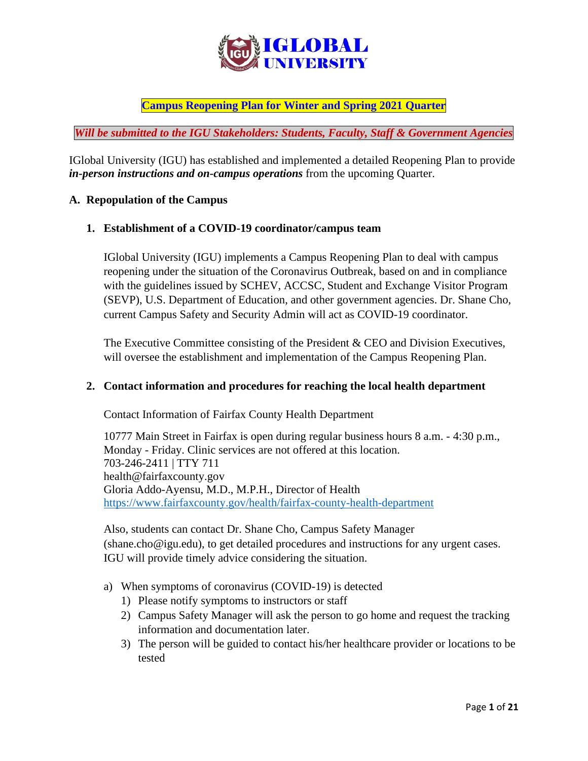# Campus Reopening Plan for Winter and Spring 2021 Quarter

***Will be submitted to the IGU Stakeholders: Students, Faculty, Staff & Government Agencies***

IGlobal University (IGU) has established and implemented a detailed Reopening Plan to provide ***in-person instructions and on-campus operations*** from the upcoming Quarter.

## A. Repopulation of the Campus

### 1. Establishment of a COVID-19 coordinator/campus team

IGlobal University (IGU) implements a Campus Reopening Plan to deal with campus reopening under the situation of the Coronavirus Outbreak, based on and in compliance with the guidelines issued by SCHEV, ACCSC, Student and Exchange Visitor Program (SEVP), U.S. Department of Education, and other government agencies. Dr. Shane Cho, current Campus Safety and Security Admin will act as COVID-19 coordinator.

The Executive Committee consisting of the President & CEO and Division Executives, will oversee the establishment and implementation of the Campus Reopening Plan.

### 2. Contact information and procedures for reaching the local health department

Contact Information of Fairfax County Health Department

10777 Main Street in Fairfax is open during regular business hours 8 a.m. - 4:30 p.m., Monday - Friday. Clinic services are not offered at this location.
703-246-2411 | TTY 711
health@fairfaxcounty.gov
Gloria Addo-Ayensu, M.D., M.P.H., Director of Health
https://www.fairfaxcounty.gov/health/fairfax-county-health-department

Also, students can contact Dr. Shane Cho, Campus Safety Manager (shane.cho@igu.edu), to get detailed procedures and instructions for any urgent cases. IGU will provide timely advice considering the situation.

a) When symptoms of coronavirus (COVID-19) is detected
   1) Please notify symptoms to instructors or staff
   2) Campus Safety Manager will ask the person to go home and request the tracking information and documentation later.
   3) The person will be guided to contact his/her healthcare provider or locations to be tested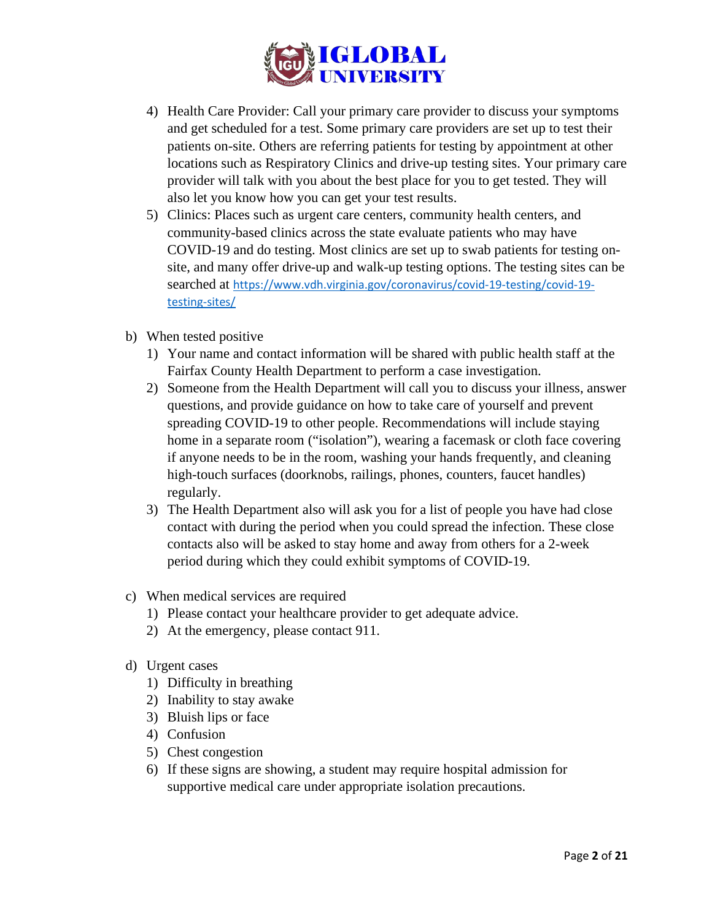4) Health Care Provider: Call your primary care provider to discuss your symptoms and get scheduled for a test. Some primary care providers are set up to test their patients on-site. Others are referring patients for testing by appointment at other locations such as Respiratory Clinics and drive-up testing sites. Your primary care provider will talk with you about the best place for you to get tested. They will also let you know how you can get your test results.
5) Clinics: Places such as urgent care centers, community health centers, and community-based clinics across the state evaluate patients who may have COVID-19 and do testing. Most clinics are set up to swab patients for testing on-site, and many offer drive-up and walk-up testing options. The testing sites can be searched at https://www.vdh.virginia.gov/coronavirus/covid-19-testing/covid-19-testing-sites/

b) When tested positive
   1) Your name and contact information will be shared with public health staff at the Fairfax County Health Department to perform a case investigation.
   2) Someone from the Health Department will call you to discuss your illness, answer questions, and provide guidance on how to take care of yourself and prevent spreading COVID-19 to other people. Recommendations will include staying home in a separate room ("isolation"), wearing a facemask or cloth face covering if anyone needs to be in the room, washing your hands frequently, and cleaning high-touch surfaces (doorknobs, railings, phones, counters, faucet handles) regularly.
   3) The Health Department also will ask you for a list of people you have had close contact with during the period when you could spread the infection. These close contacts also will be asked to stay home and away from others for a 2-week period during which they could exhibit symptoms of COVID-19.

c) When medical services are required
   1) Please contact your healthcare provider to get adequate advice.
   2) At the emergency, please contact 911.

d) Urgent cases
   1) Difficulty in breathing
   2) Inability to stay awake
   3) Bluish lips or face
   4) Confusion
   5) Chest congestion
   6) If these signs are showing, a student may require hospital admission for supportive medical care under appropriate isolation precautions.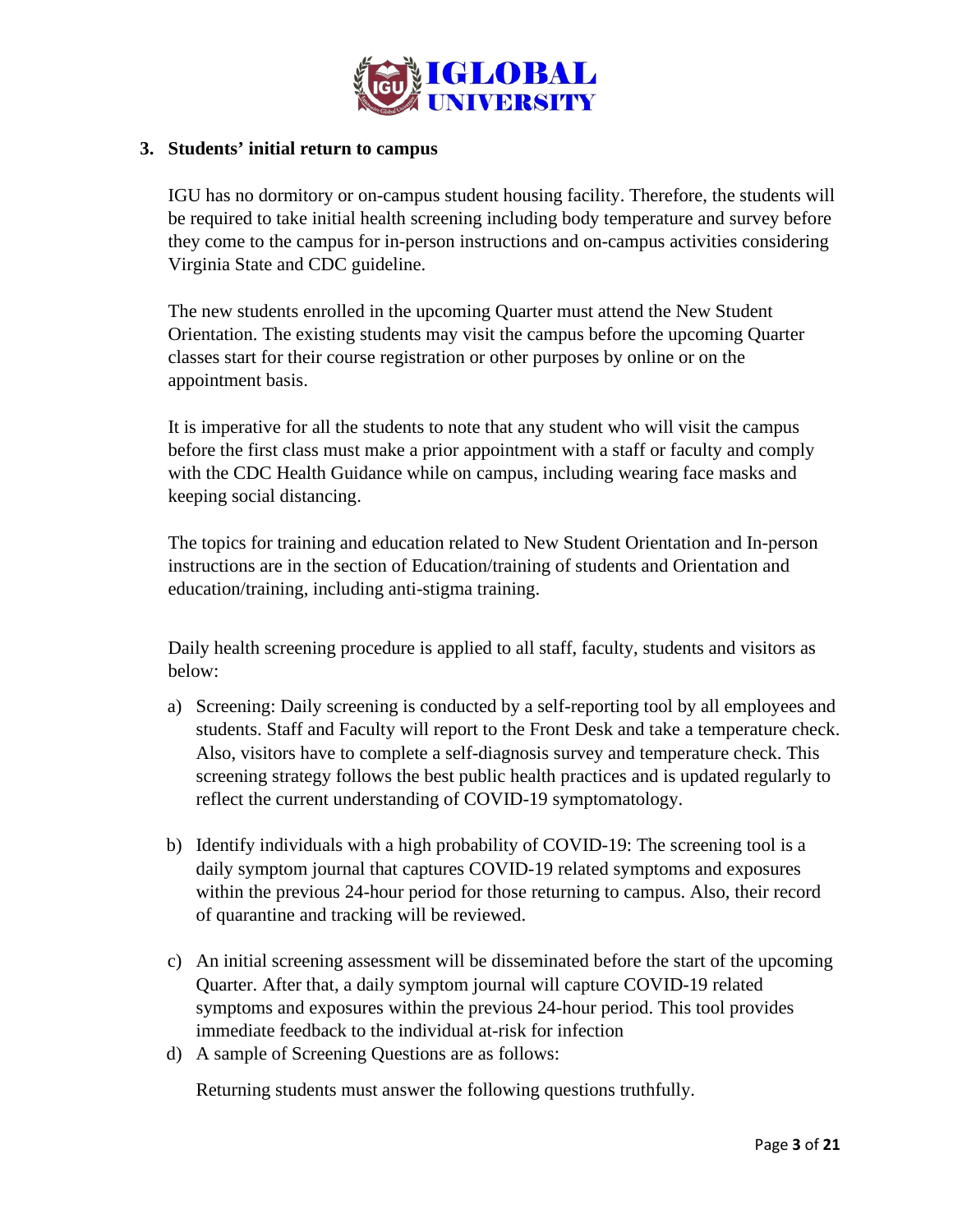## 3. Students' initial return to campus

IGU has no dormitory or on-campus student housing facility. Therefore, the students will be required to take initial health screening including body temperature and survey before they come to the campus for in-person instructions and on-campus activities considering Virginia State and CDC guideline.

The new students enrolled in the upcoming Quarter must attend the New Student Orientation. The existing students may visit the campus before the upcoming Quarter classes start for their course registration or other purposes by online or on the appointment basis.

It is imperative for all the students to note that any student who will visit the campus before the first class must make a prior appointment with a staff or faculty and comply with the CDC Health Guidance while on campus, including wearing face masks and keeping social distancing.

The topics for training and education related to New Student Orientation and In-person instructions are in the section of Education/training of students and Orientation and education/training, including anti-stigma training.

Daily health screening procedure is applied to all staff, faculty, students and visitors as below:

a) Screening: Daily screening is conducted by a self-reporting tool by all employees and students. Staff and Faculty will report to the Front Desk and take a temperature check. Also, visitors have to complete a self-diagnosis survey and temperature check. This screening strategy follows the best public health practices and is updated regularly to reflect the current understanding of COVID-19 symptomatology.

b) Identify individuals with a high probability of COVID-19: The screening tool is a daily symptom journal that captures COVID-19 related symptoms and exposures within the previous 24-hour period for those returning to campus. Also, their record of quarantine and tracking will be reviewed.

c) An initial screening assessment will be disseminated before the start of the upcoming Quarter. After that, a daily symptom journal will capture COVID-19 related symptoms and exposures within the previous 24-hour period. This tool provides immediate feedback to the individual at-risk for infection

d) A sample of Screening Questions are as follows:

   Returning students must answer the following questions truthfully.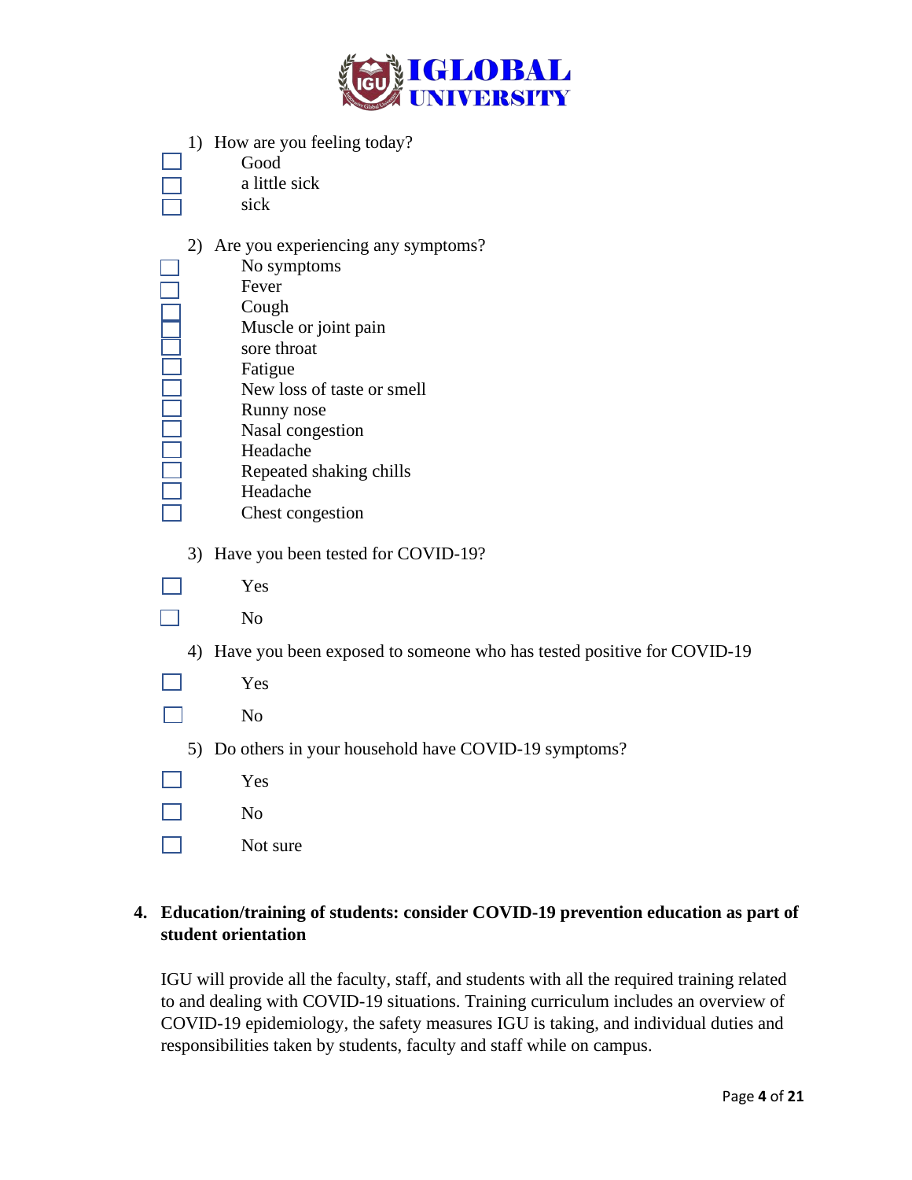1) How are you feeling today?
   - ☐ Good
   - ☐ a little sick
   - ☐ sick

2) Are you experiencing any symptoms?
   - ☐ No symptoms
   - ☐ Fever
   - ☐ Cough
   - ☐ Muscle or joint pain
   - ☐ sore throat
   - ☐ Fatigue
   - ☐ New loss of taste or smell
   - ☐ Runny nose
   - ☐ Nasal congestion
   - ☐ Headache
   - ☐ Repeated shaking chills
   - ☐ Headache
   - ☐ Chest congestion

3) Have you been tested for COVID-19?
   - ☐ Yes
   - ☐ No

4) Have you been exposed to someone who has tested positive for COVID-19
   - ☐ Yes
   - ☐ No

5) Do others in your household have COVID-19 symptoms?
   - ☐ Yes
   - ☐ No
   - ☐ Not sure

**4. Education/training of students: consider COVID-19 prevention education as part of student orientation**

IGU will provide all the faculty, staff, and students with all the required training related to and dealing with COVID-19 situations. Training curriculum includes an overview of COVID-19 epidemiology, the safety measures IGU is taking, and individual duties and responsibilities taken by students, faculty and staff while on campus.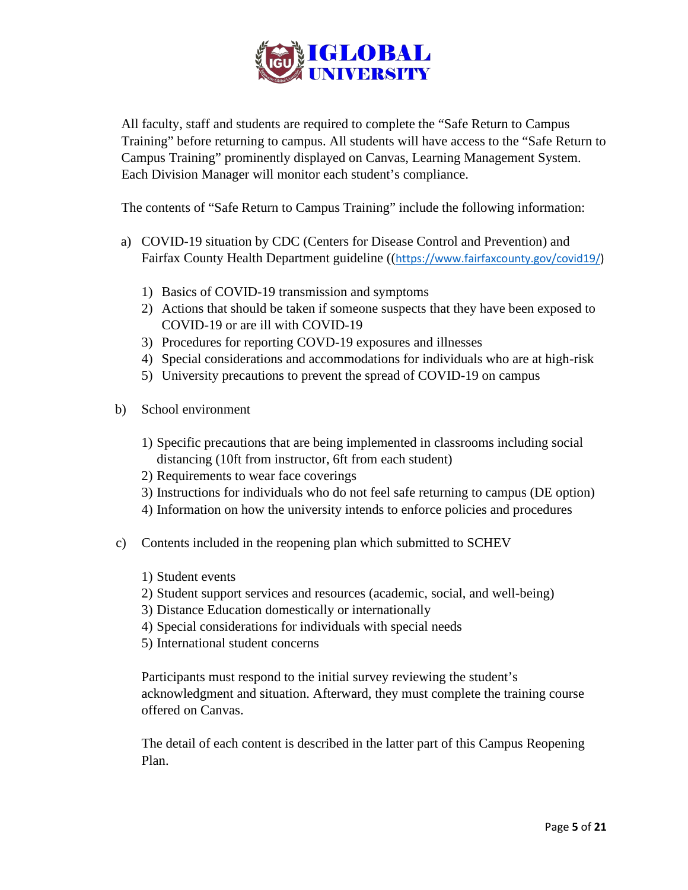All faculty, staff and students are required to complete the "Safe Return to Campus Training" before returning to campus. All students will have access to the "Safe Return to Campus Training" prominently displayed on Canvas, Learning Management System. Each Division Manager will monitor each student's compliance.

The contents of "Safe Return to Campus Training" include the following information:

a) COVID-19 situation by CDC (Centers for Disease Control and Prevention) and Fairfax County Health Department guideline ((https://www.fairfaxcounty.gov/covid19/)

   1) Basics of COVID-19 transmission and symptoms
   2) Actions that should be taken if someone suspects that they have been exposed to COVID-19 or are ill with COVID-19
   3) Procedures for reporting COVD-19 exposures and illnesses
   4) Special considerations and accommodations for individuals who are at high-risk
   5) University precautions to prevent the spread of COVID-19 on campus

b) School environment

   1) Specific precautions that are being implemented in classrooms including social distancing (10ft from instructor, 6ft from each student)
   2) Requirements to wear face coverings
   3) Instructions for individuals who do not feel safe returning to campus (DE option)
   4) Information on how the university intends to enforce policies and procedures

c) Contents included in the reopening plan which submitted to SCHEV

   1) Student events
   2) Student support services and resources (academic, social, and well-being)
   3) Distance Education domestically or internationally
   4) Special considerations for individuals with special needs
   5) International student concerns

Participants must respond to the initial survey reviewing the student's acknowledgment and situation. Afterward, they must complete the training course offered on Canvas.

The detail of each content is described in the latter part of this Campus Reopening Plan.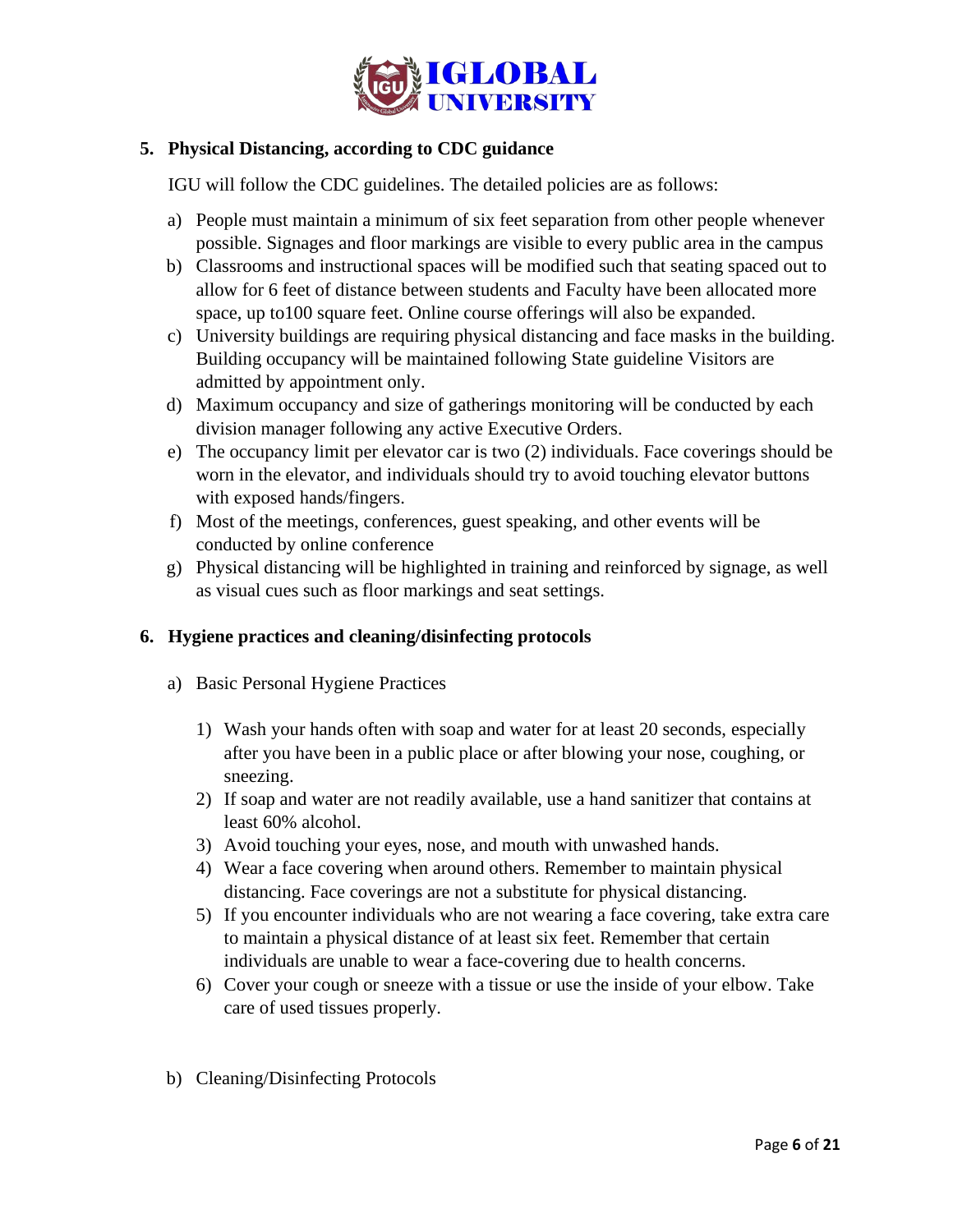## 5. Physical Distancing, according to CDC guidance

IGU will follow the CDC guidelines. The detailed policies are as follows:

a) People must maintain a minimum of six feet separation from other people whenever possible. Signages and floor markings are visible to every public area in the campus

b) Classrooms and instructional spaces will be modified such that seating spaced out to allow for 6 feet of distance between students and Faculty have been allocated more space, up to100 square feet. Online course offerings will also be expanded.

c) University buildings are requiring physical distancing and face masks in the building. Building occupancy will be maintained following State guideline Visitors are admitted by appointment only.

d) Maximum occupancy and size of gatherings monitoring will be conducted by each division manager following any active Executive Orders.

e) The occupancy limit per elevator car is two (2) individuals. Face coverings should be worn in the elevator, and individuals should try to avoid touching elevator buttons with exposed hands/fingers.

f) Most of the meetings, conferences, guest speaking, and other events will be conducted by online conference

g) Physical distancing will be highlighted in training and reinforced by signage, as well as visual cues such as floor markings and seat settings.

## 6. Hygiene practices and cleaning/disinfecting protocols

a) Basic Personal Hygiene Practices

1) Wash your hands often with soap and water for at least 20 seconds, especially after you have been in a public place or after blowing your nose, coughing, or sneezing.
2) If soap and water are not readily available, use a hand sanitizer that contains at least 60% alcohol.
3) Avoid touching your eyes, nose, and mouth with unwashed hands.
4) Wear a face covering when around others. Remember to maintain physical distancing. Face coverings are not a substitute for physical distancing.
5) If you encounter individuals who are not wearing a face covering, take extra care to maintain a physical distance of at least six feet. Remember that certain individuals are unable to wear a face-covering due to health concerns.
6) Cover your cough or sneeze with a tissue or use the inside of your elbow. Take care of used tissues properly.

b) Cleaning/Disinfecting Protocols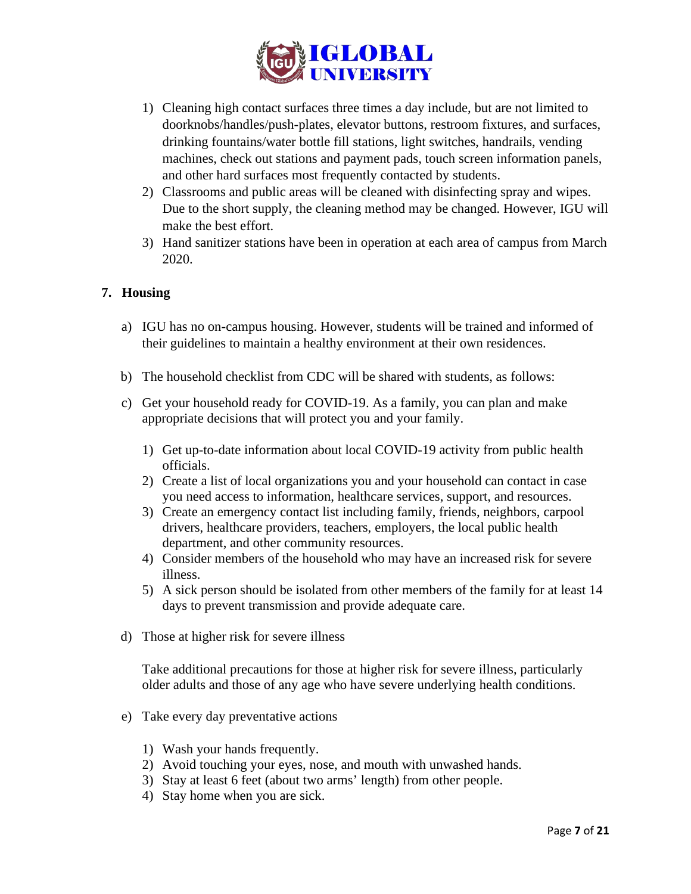1) Cleaning high contact surfaces three times a day include, but are not limited to doorknobs/handles/push-plates, elevator buttons, restroom fixtures, and surfaces, drinking fountains/water bottle fill stations, light switches, handrails, vending machines, check out stations and payment pads, touch screen information panels, and other hard surfaces most frequently contacted by students.
2) Classrooms and public areas will be cleaned with disinfecting spray and wipes. Due to the short supply, the cleaning method may be changed. However, IGU will make the best effort.
3) Hand sanitizer stations have been in operation at each area of campus from March 2020.

## 7. Housing

a) IGU has no on-campus housing. However, students will be trained and informed of their guidelines to maintain a healthy environment at their own residences.

b) The household checklist from CDC will be shared with students, as follows:

c) Get your household ready for COVID-19. As a family, you can plan and make appropriate decisions that will protect you and your family.

   1) Get up-to-date information about local COVID-19 activity from public health officials.
   2) Create a list of local organizations you and your household can contact in case you need access to information, healthcare services, support, and resources.
   3) Create an emergency contact list including family, friends, neighbors, carpool drivers, healthcare providers, teachers, employers, the local public health department, and other community resources.
   4) Consider members of the household who may have an increased risk for severe illness.
   5) A sick person should be isolated from other members of the family for at least 14 days to prevent transmission and provide adequate care.

d) Those at higher risk for severe illness

   Take additional precautions for those at higher risk for severe illness, particularly older adults and those of any age who have severe underlying health conditions.

e) Take every day preventative actions

   1) Wash your hands frequently.
   2) Avoid touching your eyes, nose, and mouth with unwashed hands.
   3) Stay at least 6 feet (about two arms' length) from other people.
   4) Stay home when you are sick.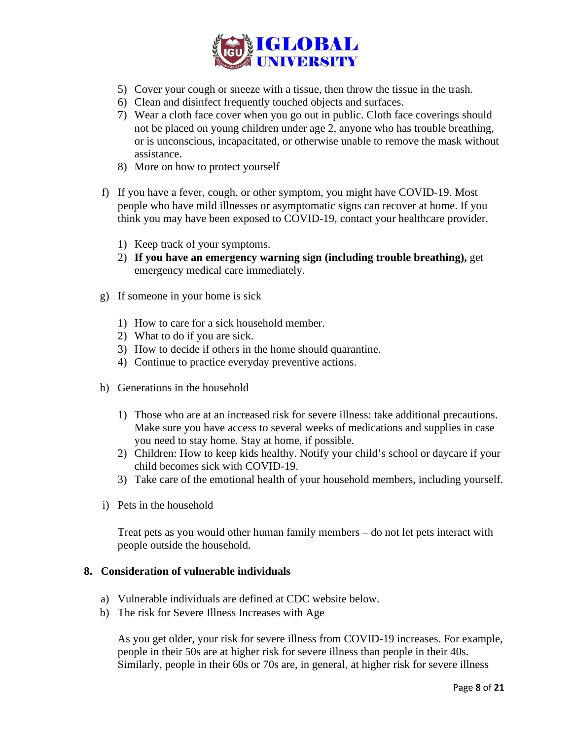5) Cover your cough or sneeze with a tissue, then throw the tissue in the trash.
6) Clean and disinfect frequently touched objects and surfaces.
7) Wear a cloth face cover when you go out in public. Cloth face coverings should not be placed on young children under age 2, anyone who has trouble breathing, or is unconscious, incapacitated, or otherwise unable to remove the mask without assistance.
8) More on how to protect yourself

f) If you have a fever, cough, or other symptom, you might have COVID-19. Most people who have mild illnesses or asymptomatic signs can recover at home. If you think you may have been exposed to COVID-19, contact your healthcare provider.

   1) Keep track of your symptoms.
   2) **If you have an emergency warning sign (including trouble breathing),** get emergency medical care immediately.

g) If someone in your home is sick

   1) How to care for a sick household member.
   2) What to do if you are sick.
   3) How to decide if others in the home should quarantine.
   4) Continue to practice everyday preventive actions.

h) Generations in the household

   1) Those who are at an increased risk for severe illness: take additional precautions. Make sure you have access to several weeks of medications and supplies in case you need to stay home. Stay at home, if possible.
   2) Children: How to keep kids healthy. Notify your child's school or daycare if your child becomes sick with COVID-19.
   3) Take care of the emotional health of your household members, including yourself.

i) Pets in the household

   Treat pets as you would other human family members – do not let pets interact with people outside the household.

## 8. Consideration of vulnerable individuals

a) Vulnerable individuals are defined at CDC website below.
b) The risk for Severe Illness Increases with Age

   As you get older, your risk for severe illness from COVID-19 increases. For example, people in their 50s are at higher risk for severe illness than people in their 40s. Similarly, people in their 60s or 70s are, in general, at higher risk for severe illness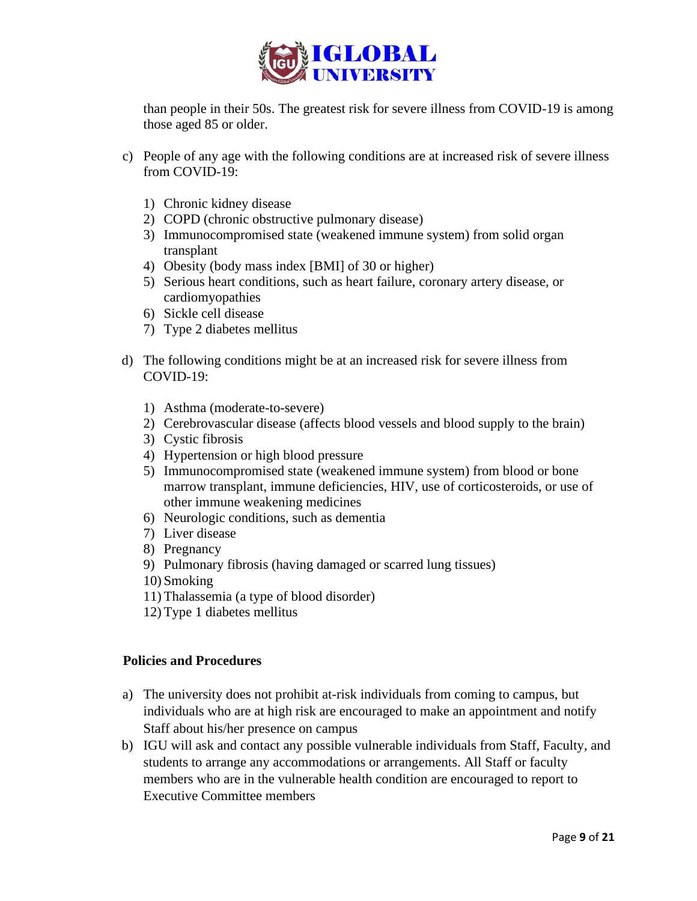than people in their 50s. The greatest risk for severe illness from COVID-19 is among those aged 85 or older.

c) People of any age with the following conditions are at increased risk of severe illness from COVID-19:

   1) Chronic kidney disease
   2) COPD (chronic obstructive pulmonary disease)
   3) Immunocompromised state (weakened immune system) from solid organ transplant
   4) Obesity (body mass index [BMI] of 30 or higher)
   5) Serious heart conditions, such as heart failure, coronary artery disease, or cardiomyopathies
   6) Sickle cell disease
   7) Type 2 diabetes mellitus

d) The following conditions might be at an increased risk for severe illness from COVID-19:

   1) Asthma (moderate-to-severe)
   2) Cerebrovascular disease (affects blood vessels and blood supply to the brain)
   3) Cystic fibrosis
   4) Hypertension or high blood pressure
   5) Immunocompromised state (weakened immune system) from blood or bone marrow transplant, immune deficiencies, HIV, use of corticosteroids, or use of other immune weakening medicines
   6) Neurologic conditions, such as dementia
   7) Liver disease
   8) Pregnancy
   9) Pulmonary fibrosis (having damaged or scarred lung tissues)
   10) Smoking
   11) Thalassemia (a type of blood disorder)
   12) Type 1 diabetes mellitus

**Policies and Procedures**

a) The university does not prohibit at-risk individuals from coming to campus, but individuals who are at high risk are encouraged to make an appointment and notify Staff about his/her presence on campus
b) IGU will ask and contact any possible vulnerable individuals from Staff, Faculty, and students to arrange any accommodations or arrangements. All Staff or faculty members who are in the vulnerable health condition are encouraged to report to Executive Committee members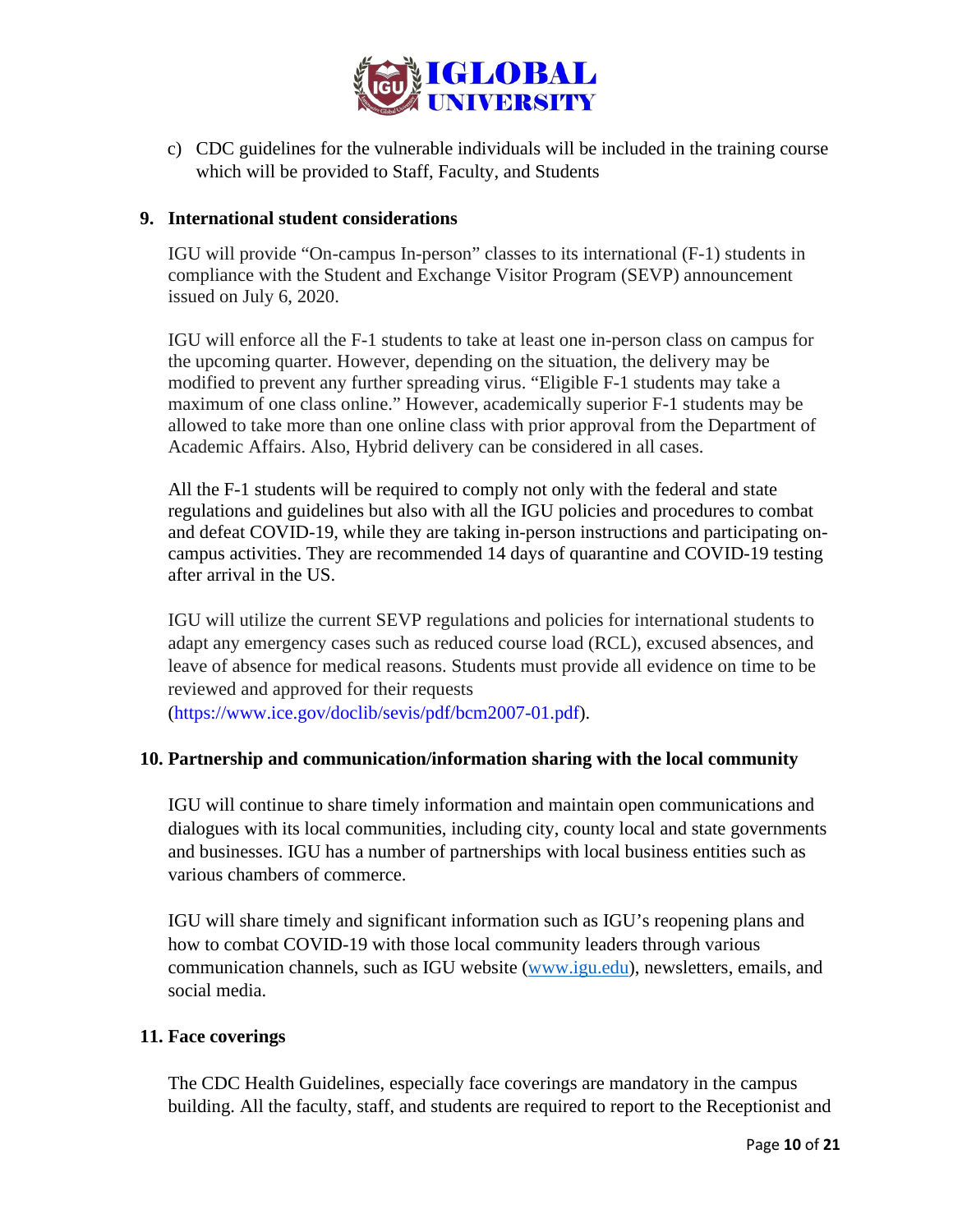c) CDC guidelines for the vulnerable individuals will be included in the training course which will be provided to Staff, Faculty, and Students

## 9. International student considerations

IGU will provide "On-campus In-person" classes to its international (F-1) students in compliance with the Student and Exchange Visitor Program (SEVP) announcement issued on July 6, 2020.

IGU will enforce all the F-1 students to take at least one in-person class on campus for the upcoming quarter. However, depending on the situation, the delivery may be modified to prevent any further spreading virus. "Eligible F-1 students may take a maximum of one class online." However, academically superior F-1 students may be allowed to take more than one online class with prior approval from the Department of Academic Affairs. Also, Hybrid delivery can be considered in all cases.

All the F-1 students will be required to comply not only with the federal and state regulations and guidelines but also with all the IGU policies and procedures to combat and defeat COVID-19, while they are taking in-person instructions and participating on-campus activities. They are recommended 14 days of quarantine and COVID-19 testing after arrival in the US.

IGU will utilize the current SEVP regulations and policies for international students to adapt any emergency cases such as reduced course load (RCL), excused absences, and leave of absence for medical reasons. Students must provide all evidence on time to be reviewed and approved for their requests (https://www.ice.gov/doclib/sevis/pdf/bcm2007-01.pdf).

## 10. Partnership and communication/information sharing with the local community

IGU will continue to share timely information and maintain open communications and dialogues with its local communities, including city, county local and state governments and businesses. IGU has a number of partnerships with local business entities such as various chambers of commerce.

IGU will share timely and significant information such as IGU's reopening plans and how to combat COVID-19 with those local community leaders through various communication channels, such as IGU website (www.igu.edu), newsletters, emails, and social media.

## 11. Face coverings

The CDC Health Guidelines, especially face coverings are mandatory in the campus building. All the faculty, staff, and students are required to report to the Receptionist and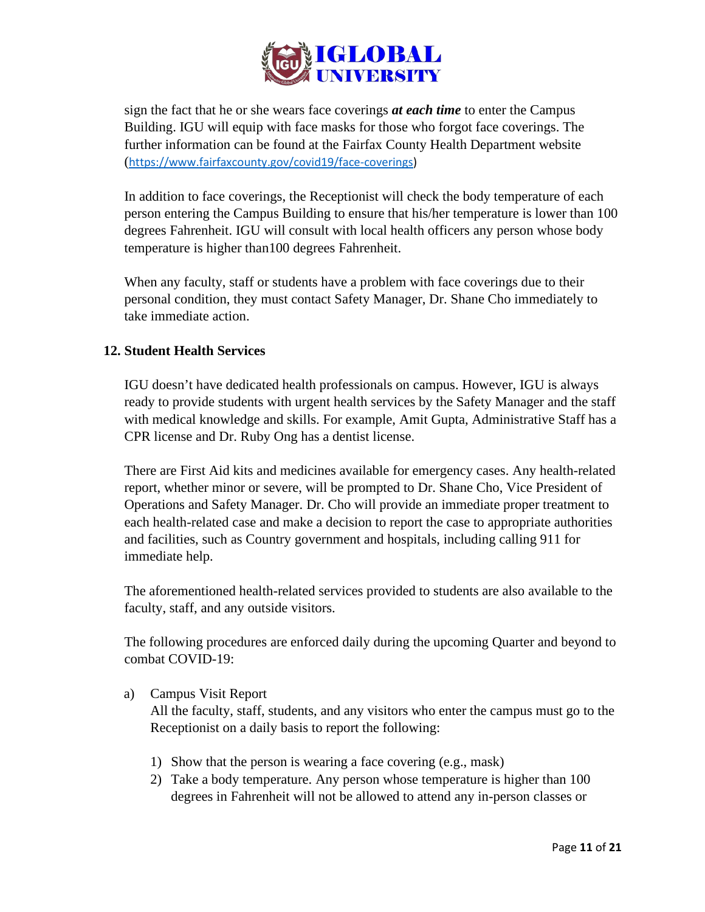sign the fact that he or she wears face coverings ***at each time*** to enter the Campus Building. IGU will equip with face masks for those who forgot face coverings. The further information can be found at the Fairfax County Health Department website (https://www.fairfaxcounty.gov/covid19/face-coverings)

In addition to face coverings, the Receptionist will check the body temperature of each person entering the Campus Building to ensure that his/her temperature is lower than 100 degrees Fahrenheit. IGU will consult with local health officers any person whose body temperature is higher than100 degrees Fahrenheit.

When any faculty, staff or students have a problem with face coverings due to their personal condition, they must contact Safety Manager, Dr. Shane Cho immediately to take immediate action.

## 12. Student Health Services

IGU doesn't have dedicated health professionals on campus. However, IGU is always ready to provide students with urgent health services by the Safety Manager and the staff with medical knowledge and skills. For example, Amit Gupta, Administrative Staff has a CPR license and Dr. Ruby Ong has a dentist license.

There are First Aid kits and medicines available for emergency cases. Any health-related report, whether minor or severe, will be prompted to Dr. Shane Cho, Vice President of Operations and Safety Manager. Dr. Cho will provide an immediate proper treatment to each health-related case and make a decision to report the case to appropriate authorities and facilities, such as Country government and hospitals, including calling 911 for immediate help.

The aforementioned health-related services provided to students are also available to the faculty, staff, and any outside visitors.

The following procedures are enforced daily during the upcoming Quarter and beyond to combat COVID-19:

a) Campus Visit Report
   All the faculty, staff, students, and any visitors who enter the campus must go to the Receptionist on a daily basis to report the following:

   1) Show that the person is wearing a face covering (e.g., mask)
   2) Take a body temperature. Any person whose temperature is higher than 100 degrees in Fahrenheit will not be allowed to attend any in-person classes or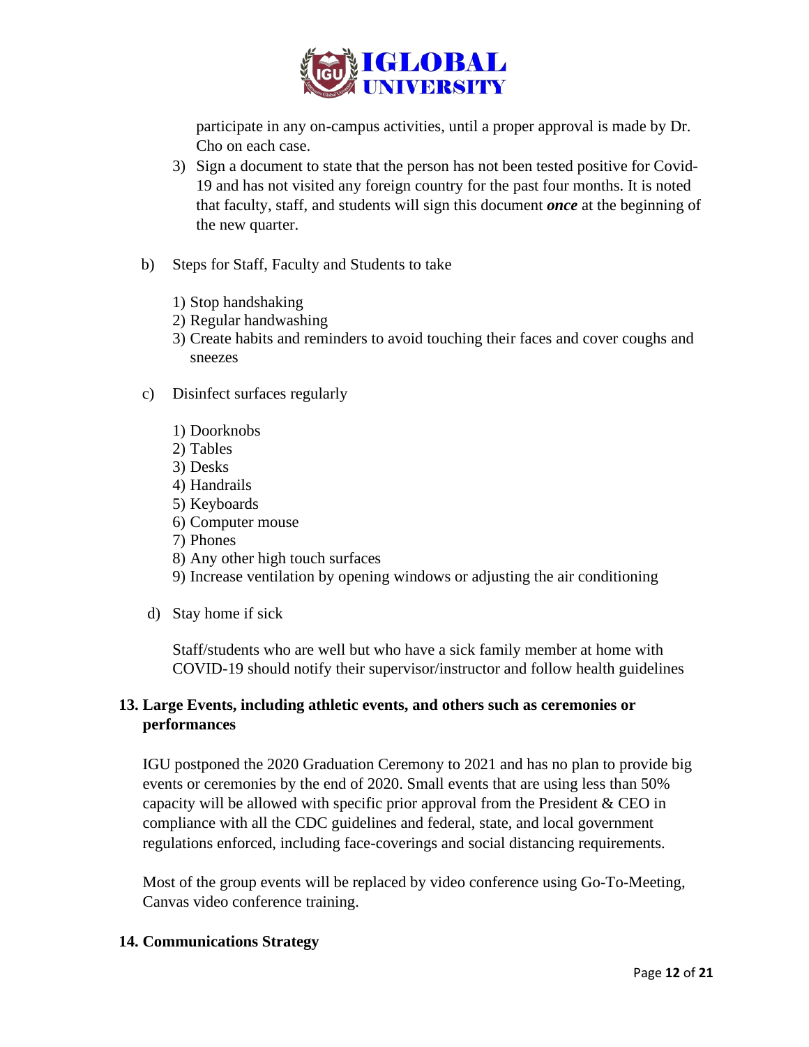participate in any on-campus activities, until a proper approval is made by Dr. Cho on each case.

3) Sign a document to state that the person has not been tested positive for Covid-19 and has not visited any foreign country for the past four months. It is noted that faculty, staff, and students will sign this document ***once*** at the beginning of the new quarter.

b) Steps for Staff, Faculty and Students to take

1) Stop handshaking
2) Regular handwashing
3) Create habits and reminders to avoid touching their faces and cover coughs and sneezes

c) Disinfect surfaces regularly

1) Doorknobs
2) Tables
3) Desks
4) Handrails
5) Keyboards
6) Computer mouse
7) Phones
8) Any other high touch surfaces
9) Increase ventilation by opening windows or adjusting the air conditioning

d) Stay home if sick

Staff/students who are well but who have a sick family member at home with COVID-19 should notify their supervisor/instructor and follow health guidelines

## 13. Large Events, including athletic events, and others such as ceremonies or performances

IGU postponed the 2020 Graduation Ceremony to 2021 and has no plan to provide big events or ceremonies by the end of 2020. Small events that are using less than 50% capacity will be allowed with specific prior approval from the President & CEO in compliance with all the CDC guidelines and federal, state, and local government regulations enforced, including face-coverings and social distancing requirements.

Most of the group events will be replaced by video conference using Go-To-Meeting, Canvas video conference training.

## 14. Communications Strategy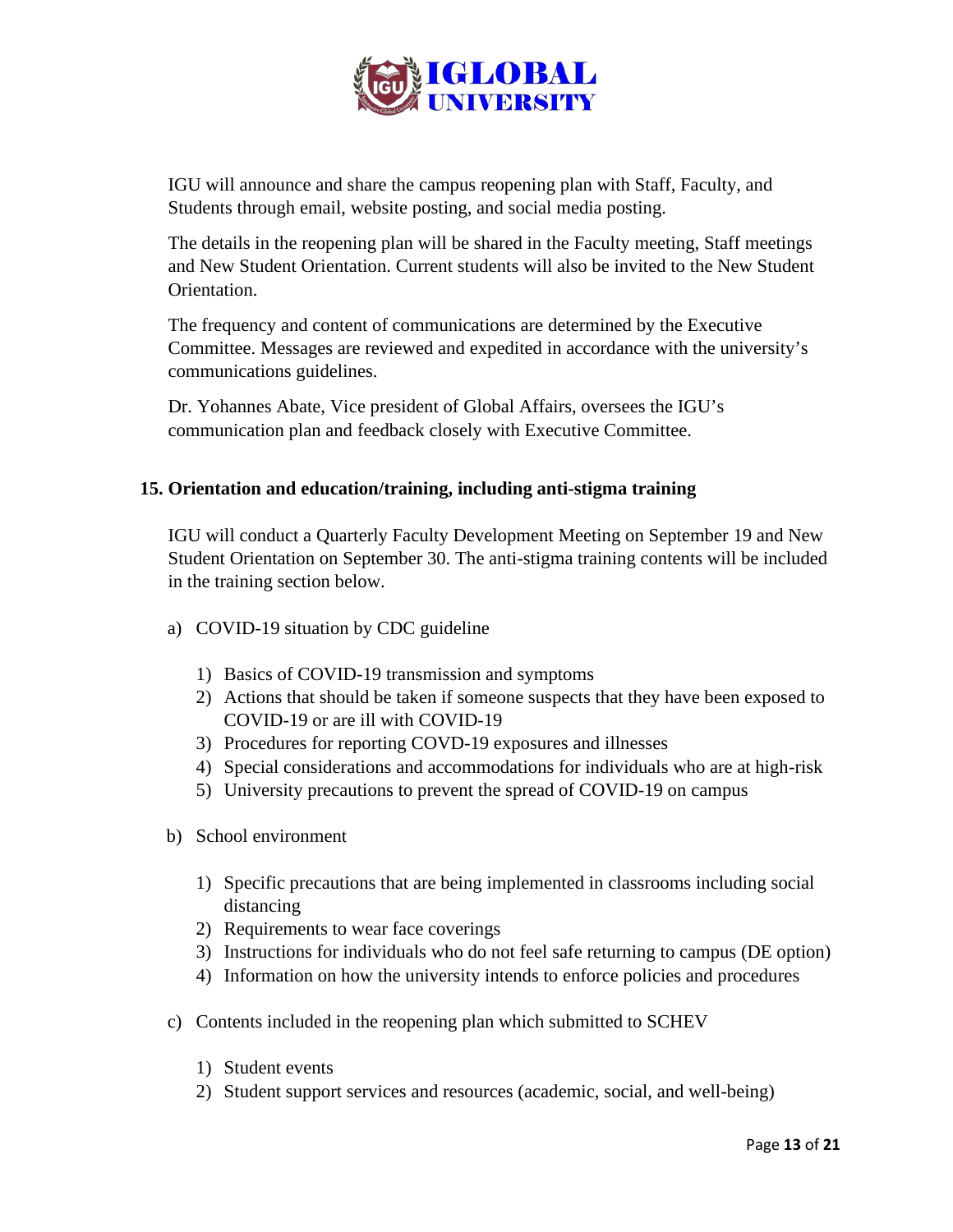IGU will announce and share the campus reopening plan with Staff, Faculty, and Students through email, website posting, and social media posting.

The details in the reopening plan will be shared in the Faculty meeting, Staff meetings and New Student Orientation. Current students will also be invited to the New Student Orientation.

The frequency and content of communications are determined by the Executive Committee. Messages are reviewed and expedited in accordance with the university's communications guidelines.

Dr. Yohannes Abate, Vice president of Global Affairs, oversees the IGU's communication plan and feedback closely with Executive Committee.

### 15. Orientation and education/training, including anti-stigma training

IGU will conduct a Quarterly Faculty Development Meeting on September 19 and New Student Orientation on September 30. The anti-stigma training contents will be included in the training section below.

a) COVID-19 situation by CDC guideline

   1) Basics of COVID-19 transmission and symptoms
   2) Actions that should be taken if someone suspects that they have been exposed to COVID-19 or are ill with COVID-19
   3) Procedures for reporting COVD-19 exposures and illnesses
   4) Special considerations and accommodations for individuals who are at high-risk
   5) University precautions to prevent the spread of COVID-19 on campus

b) School environment

   1) Specific precautions that are being implemented in classrooms including social distancing
   2) Requirements to wear face coverings
   3) Instructions for individuals who do not feel safe returning to campus (DE option)
   4) Information on how the university intends to enforce policies and procedures

c) Contents included in the reopening plan which submitted to SCHEV

   1) Student events
   2) Student support services and resources (academic, social, and well-being)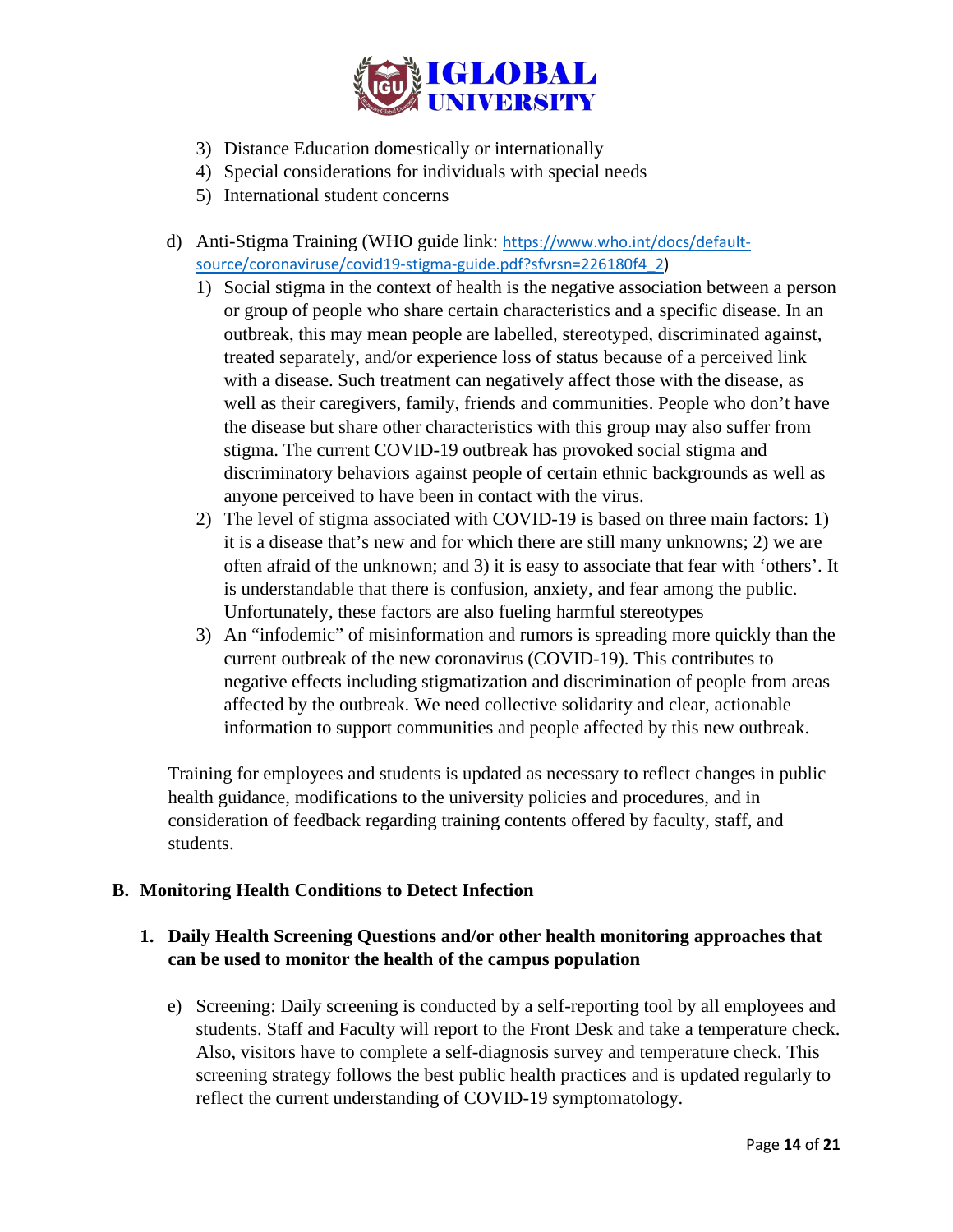3) Distance Education domestically or internationally
4) Special considerations for individuals with special needs
5) International student concerns

d) Anti-Stigma Training (WHO guide link: https://www.who.int/docs/default-source/coronaviruse/covid19-stigma-guide.pdf?sfvrsn=226180f4_2)

1) Social stigma in the context of health is the negative association between a person or group of people who share certain characteristics and a specific disease. In an outbreak, this may mean people are labelled, stereotyped, discriminated against, treated separately, and/or experience loss of status because of a perceived link with a disease. Such treatment can negatively affect those with the disease, as well as their caregivers, family, friends and communities. People who don't have the disease but share other characteristics with this group may also suffer from stigma. The current COVID-19 outbreak has provoked social stigma and discriminatory behaviors against people of certain ethnic backgrounds as well as anyone perceived to have been in contact with the virus.
2) The level of stigma associated with COVID-19 is based on three main factors: 1) it is a disease that's new and for which there are still many unknowns; 2) we are often afraid of the unknown; and 3) it is easy to associate that fear with 'others'. It is understandable that there is confusion, anxiety, and fear among the public. Unfortunately, these factors are also fueling harmful stereotypes
3) An "infodemic" of misinformation and rumors is spreading more quickly than the current outbreak of the new coronavirus (COVID-19). This contributes to negative effects including stigmatization and discrimination of people from areas affected by the outbreak. We need collective solidarity and clear, actionable information to support communities and people affected by this new outbreak.

Training for employees and students is updated as necessary to reflect changes in public health guidance, modifications to the university policies and procedures, and in consideration of feedback regarding training contents offered by faculty, staff, and students.

## B. Monitoring Health Conditions to Detect Infection

### 1. Daily Health Screening Questions and/or other health monitoring approaches that can be used to monitor the health of the campus population

e) Screening: Daily screening is conducted by a self-reporting tool by all employees and students. Staff and Faculty will report to the Front Desk and take a temperature check. Also, visitors have to complete a self-diagnosis survey and temperature check. This screening strategy follows the best public health practices and is updated regularly to reflect the current understanding of COVID-19 symptomatology.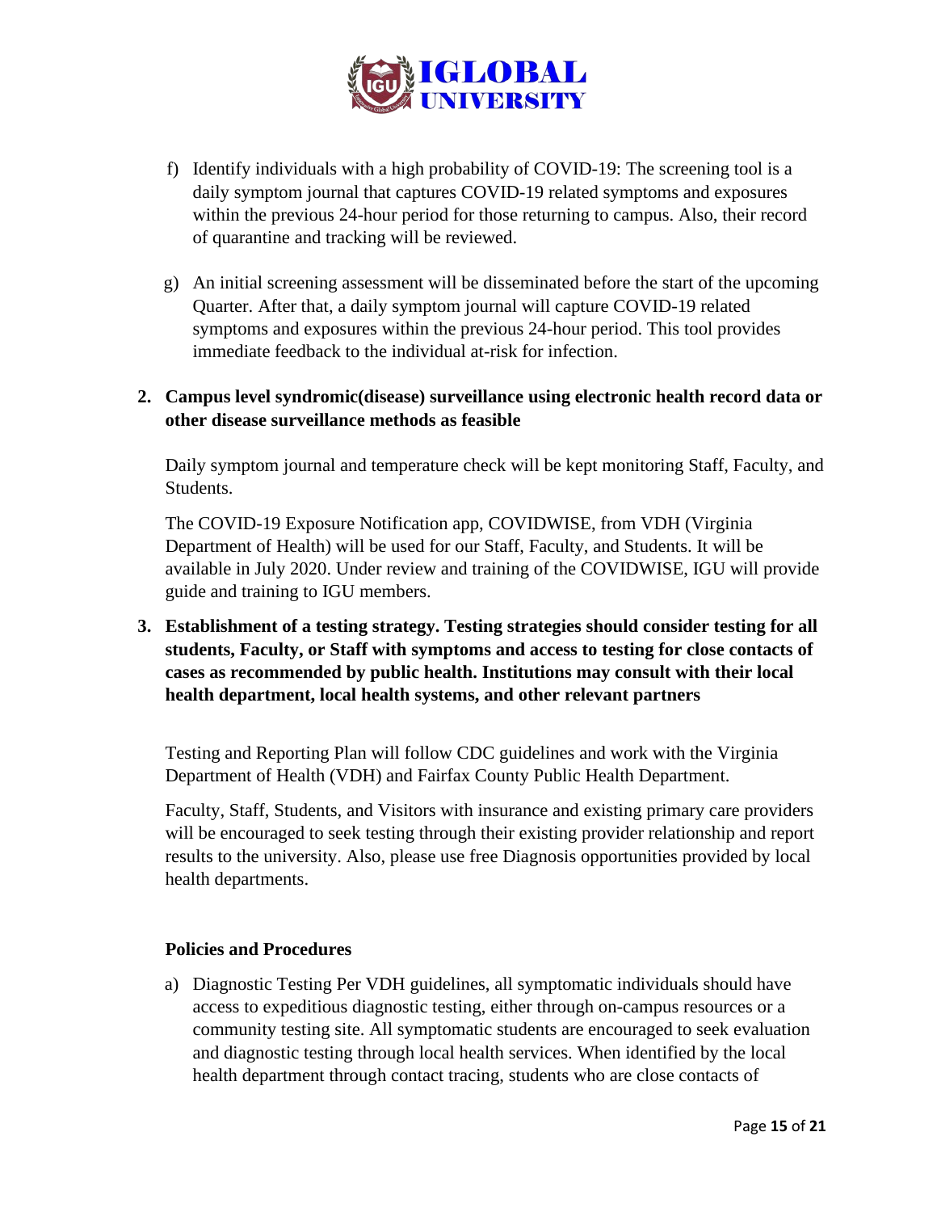f) Identify individuals with a high probability of COVID-19: The screening tool is a daily symptom journal that captures COVID-19 related symptoms and exposures within the previous 24-hour period for those returning to campus. Also, their record of quarantine and tracking will be reviewed.

g) An initial screening assessment will be disseminated before the start of the upcoming Quarter. After that, a daily symptom journal will capture COVID-19 related symptoms and exposures within the previous 24-hour period. This tool provides immediate feedback to the individual at-risk for infection.

**2. Campus level syndromic(disease) surveillance using electronic health record data or other disease surveillance methods as feasible**

Daily symptom journal and temperature check will be kept monitoring Staff, Faculty, and Students.

The COVID-19 Exposure Notification app, COVIDWISE, from VDH (Virginia Department of Health) will be used for our Staff, Faculty, and Students. It will be available in July 2020. Under review and training of the COVIDWISE, IGU will provide guide and training to IGU members.

**3. Establishment of a testing strategy. Testing strategies should consider testing for all students, Faculty, or Staff with symptoms and access to testing for close contacts of cases as recommended by public health. Institutions may consult with their local health department, local health systems, and other relevant partners**

Testing and Reporting Plan will follow CDC guidelines and work with the Virginia Department of Health (VDH) and Fairfax County Public Health Department.

Faculty, Staff, Students, and Visitors with insurance and existing primary care providers will be encouraged to seek testing through their existing provider relationship and report results to the university. Also, please use free Diagnosis opportunities provided by local health departments.

**Policies and Procedures**

a) Diagnostic Testing Per VDH guidelines, all symptomatic individuals should have access to expeditious diagnostic testing, either through on-campus resources or a community testing site. All symptomatic students are encouraged to seek evaluation and diagnostic testing through local health services. When identified by the local health department through contact tracing, students who are close contacts of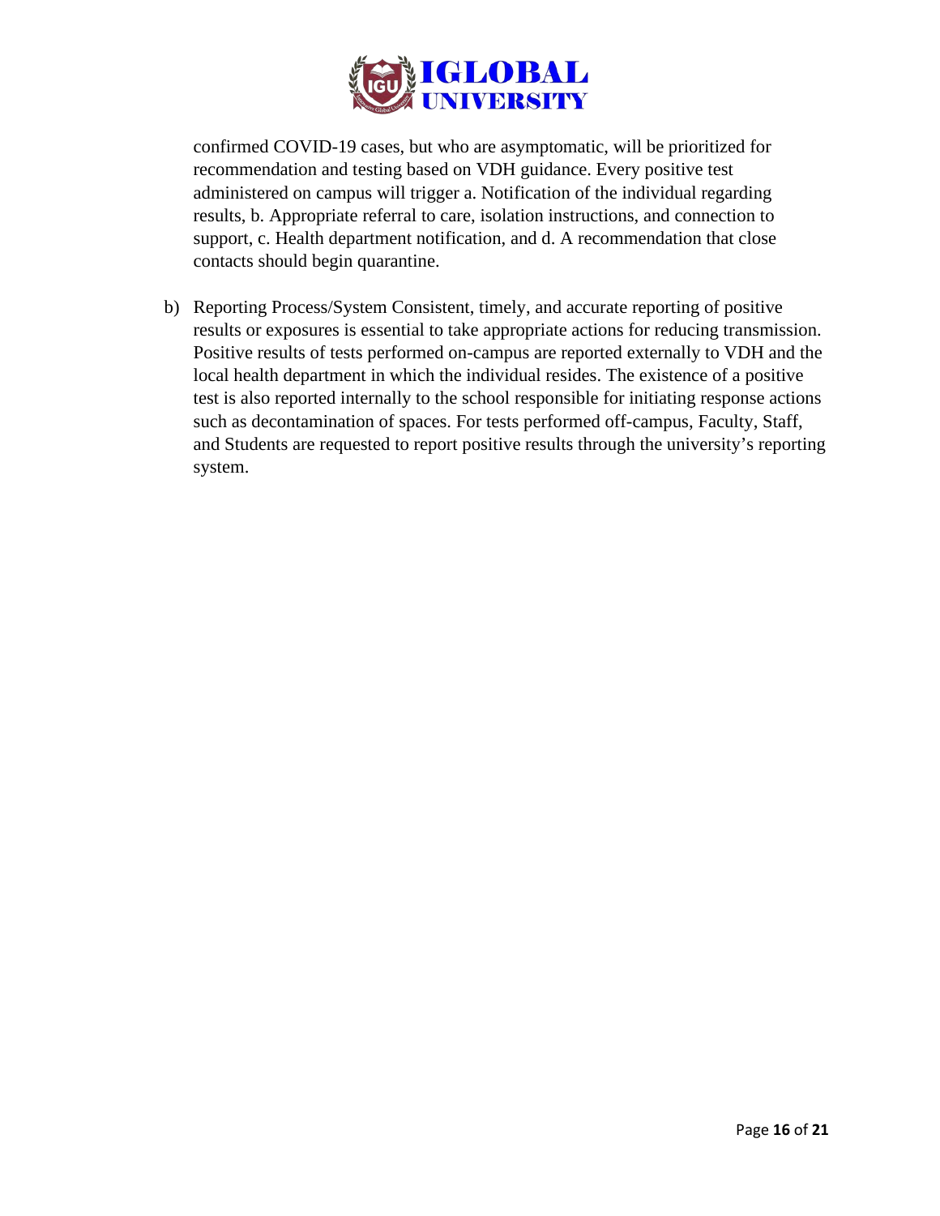confirmed COVID-19 cases, but who are asymptomatic, will be prioritized for recommendation and testing based on VDH guidance. Every positive test administered on campus will trigger a. Notification of the individual regarding results, b. Appropriate referral to care, isolation instructions, and connection to support, c. Health department notification, and d. A recommendation that close contacts should begin quarantine.

b) Reporting Process/System Consistent, timely, and accurate reporting of positive results or exposures is essential to take appropriate actions for reducing transmission. Positive results of tests performed on-campus are reported externally to VDH and the local health department in which the individual resides. The existence of a positive test is also reported internally to the school responsible for initiating response actions such as decontamination of spaces. For tests performed off-campus, Faculty, Staff, and Students are requested to report positive results through the university's reporting system.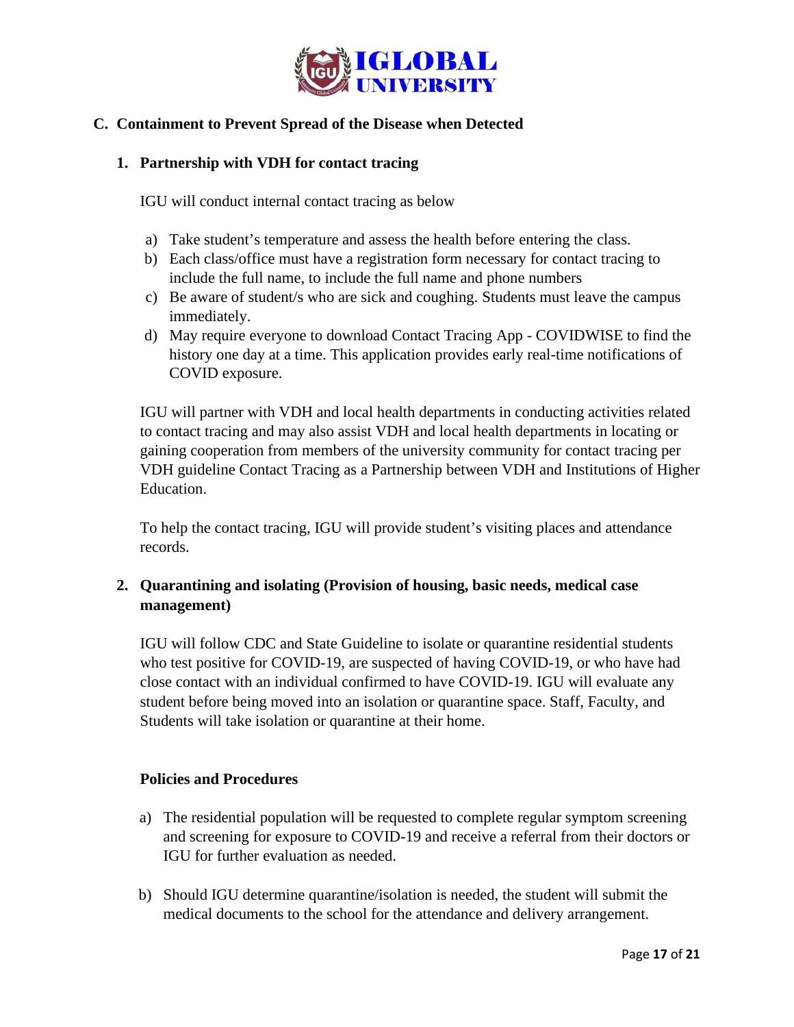## C. Containment to Prevent Spread of the Disease when Detected

### 1. Partnership with VDH for contact tracing

IGU will conduct internal contact tracing as below

a) Take student's temperature and assess the health before entering the class.
b) Each class/office must have a registration form necessary for contact tracing to include the full name, to include the full name and phone numbers
c) Be aware of student/s who are sick and coughing. Students must leave the campus immediately.
d) May require everyone to download Contact Tracing App - COVIDWISE to find the history one day at a time. This application provides early real-time notifications of COVID exposure.

IGU will partner with VDH and local health departments in conducting activities related to contact tracing and may also assist VDH and local health departments in locating or gaining cooperation from members of the university community for contact tracing per VDH guideline Contact Tracing as a Partnership between VDH and Institutions of Higher Education.

To help the contact tracing, IGU will provide student's visiting places and attendance records.

### 2. Quarantining and isolating (Provision of housing, basic needs, medical case management)

IGU will follow CDC and State Guideline to isolate or quarantine residential students who test positive for COVID-19, are suspected of having COVID-19, or who have had close contact with an individual confirmed to have COVID-19. IGU will evaluate any student before being moved into an isolation or quarantine space. Staff, Faculty, and Students will take isolation or quarantine at their home.

**Policies and Procedures**

a) The residential population will be requested to complete regular symptom screening and screening for exposure to COVID-19 and receive a referral from their doctors or IGU for further evaluation as needed.

b) Should IGU determine quarantine/isolation is needed, the student will submit the medical documents to the school for the attendance and delivery arrangement.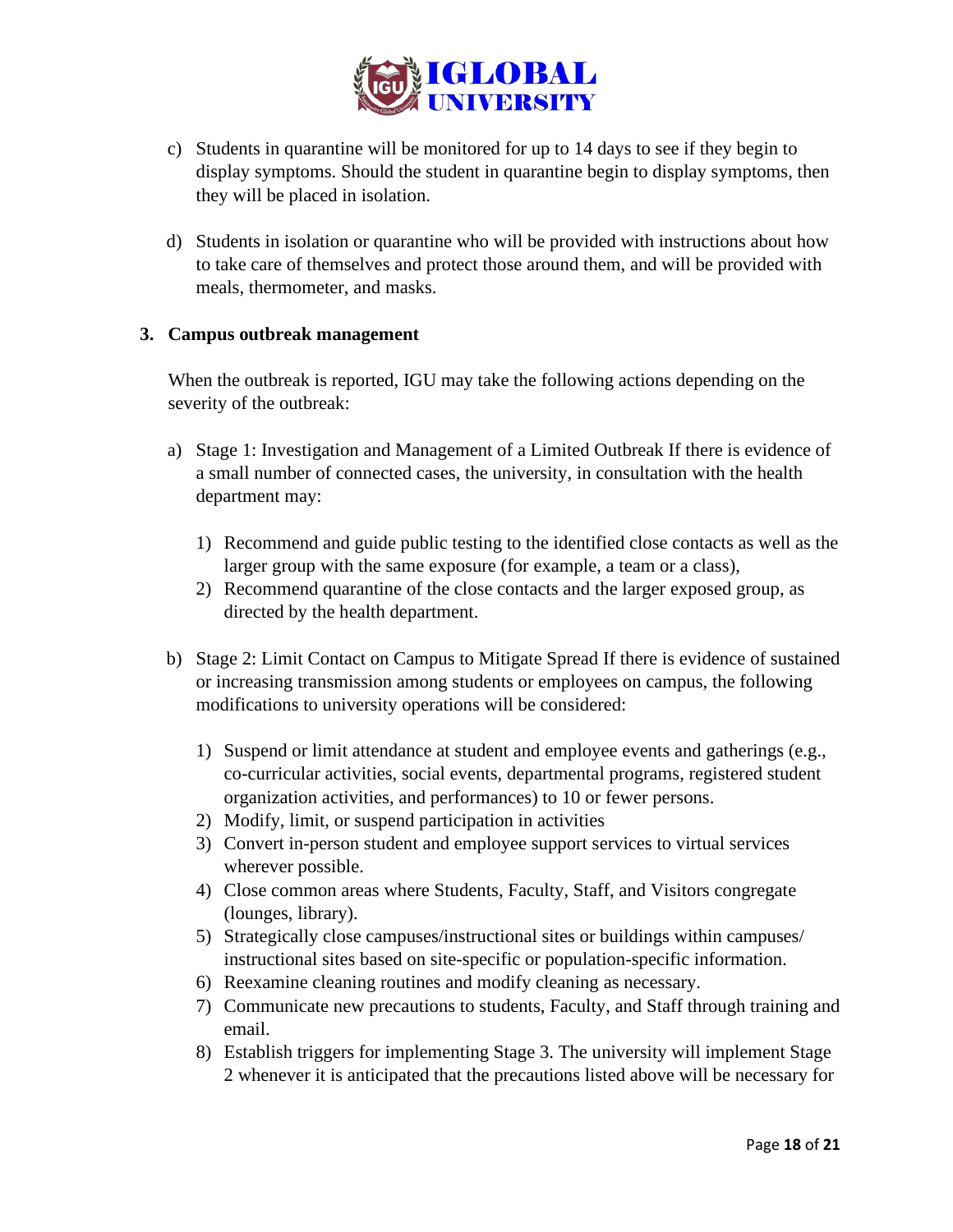c) Students in quarantine will be monitored for up to 14 days to see if they begin to display symptoms. Should the student in quarantine begin to display symptoms, then they will be placed in isolation.

d) Students in isolation or quarantine who will be provided with instructions about how to take care of themselves and protect those around them, and will be provided with meals, thermometer, and masks.

**3. Campus outbreak management**

When the outbreak is reported, IGU may take the following actions depending on the severity of the outbreak:

a) Stage 1: Investigation and Management of a Limited Outbreak If there is evidence of a small number of connected cases, the university, in consultation with the health department may:

1) Recommend and guide public testing to the identified close contacts as well as the larger group with the same exposure (for example, a team or a class),
2) Recommend quarantine of the close contacts and the larger exposed group, as directed by the health department.

b) Stage 2: Limit Contact on Campus to Mitigate Spread If there is evidence of sustained or increasing transmission among students or employees on campus, the following modifications to university operations will be considered:

1) Suspend or limit attendance at student and employee events and gatherings (e.g., co-curricular activities, social events, departmental programs, registered student organization activities, and performances) to 10 or fewer persons.
2) Modify, limit, or suspend participation in activities
3) Convert in-person student and employee support services to virtual services wherever possible.
4) Close common areas where Students, Faculty, Staff, and Visitors congregate (lounges, library).
5) Strategically close campuses/instructional sites or buildings within campuses/ instructional sites based on site-specific or population-specific information.
6) Reexamine cleaning routines and modify cleaning as necessary.
7) Communicate new precautions to students, Faculty, and Staff through training and email.
8) Establish triggers for implementing Stage 3. The university will implement Stage 2 whenever it is anticipated that the precautions listed above will be necessary for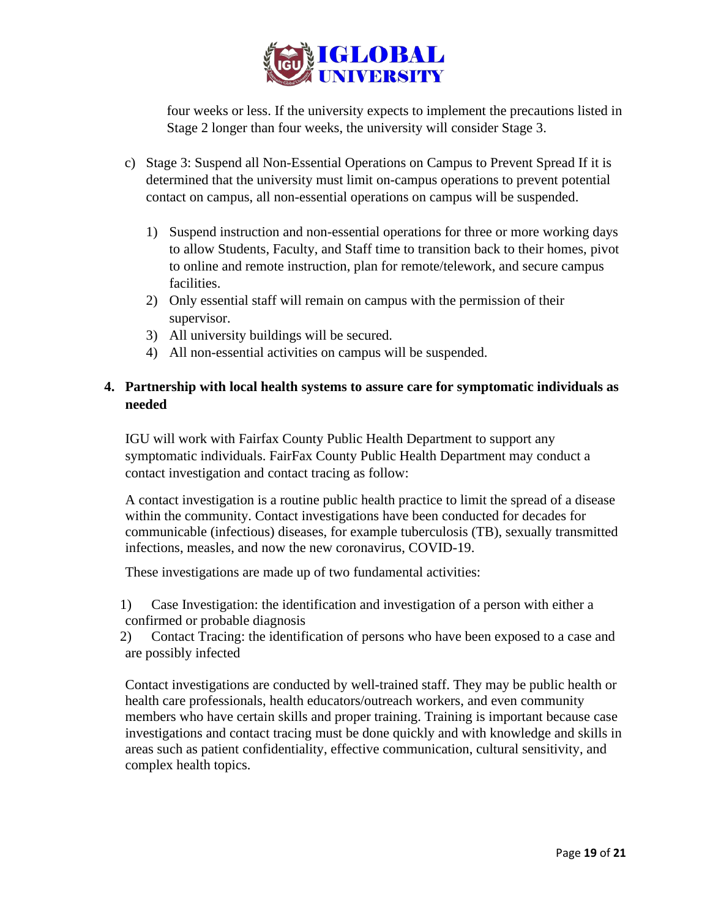four weeks or less. If the university expects to implement the precautions listed in Stage 2 longer than four weeks, the university will consider Stage 3.

c) Stage 3: Suspend all Non-Essential Operations on Campus to Prevent Spread If it is determined that the university must limit on-campus operations to prevent potential contact on campus, all non-essential operations on campus will be suspended.

   1) Suspend instruction and non-essential operations for three or more working days to allow Students, Faculty, and Staff time to transition back to their homes, pivot to online and remote instruction, plan for remote/telework, and secure campus facilities.
   2) Only essential staff will remain on campus with the permission of their supervisor.
   3) All university buildings will be secured.
   4) All non-essential activities on campus will be suspended.

**4. Partnership with local health systems to assure care for symptomatic individuals as needed**

IGU will work with Fairfax County Public Health Department to support any symptomatic individuals. FairFax County Public Health Department may conduct a contact investigation and contact tracing as follow:

A contact investigation is a routine public health practice to limit the spread of a disease within the community. Contact investigations have been conducted for decades for communicable (infectious) diseases, for example tuberculosis (TB), sexually transmitted infections, measles, and now the new coronavirus, COVID-19.

These investigations are made up of two fundamental activities:

1) Case Investigation: the identification and investigation of a person with either a confirmed or probable diagnosis
2) Contact Tracing: the identification of persons who have been exposed to a case and are possibly infected

Contact investigations are conducted by well-trained staff. They may be public health or health care professionals, health educators/outreach workers, and even community members who have certain skills and proper training. Training is important because case investigations and contact tracing must be done quickly and with knowledge and skills in areas such as patient confidentiality, effective communication, cultural sensitivity, and complex health topics.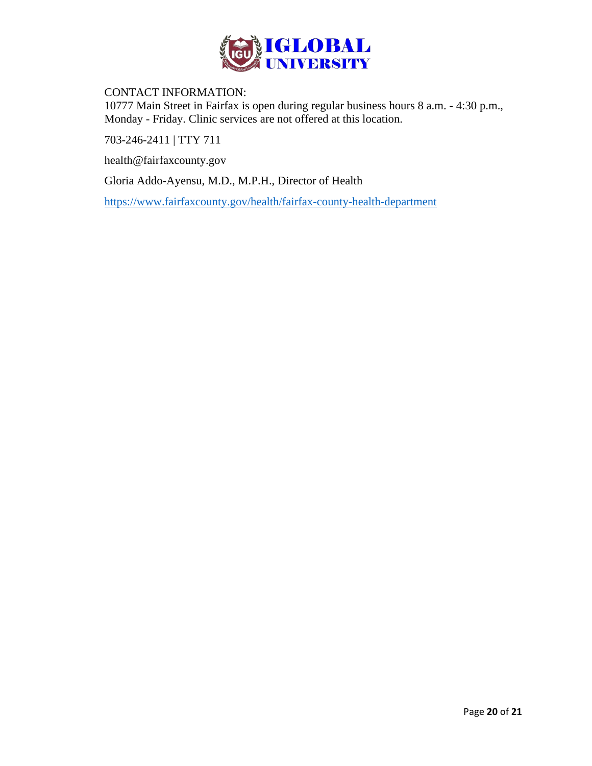CONTACT INFORMATION:
10777 Main Street in Fairfax is open during regular business hours 8 a.m. - 4:30 p.m., Monday - Friday. Clinic services are not offered at this location.

703-246-2411 | TTY 711

health@fairfaxcounty.gov

Gloria Addo-Ayensu, M.D., M.P.H., Director of Health

https://www.fairfaxcounty.gov/health/fairfax-county-health-department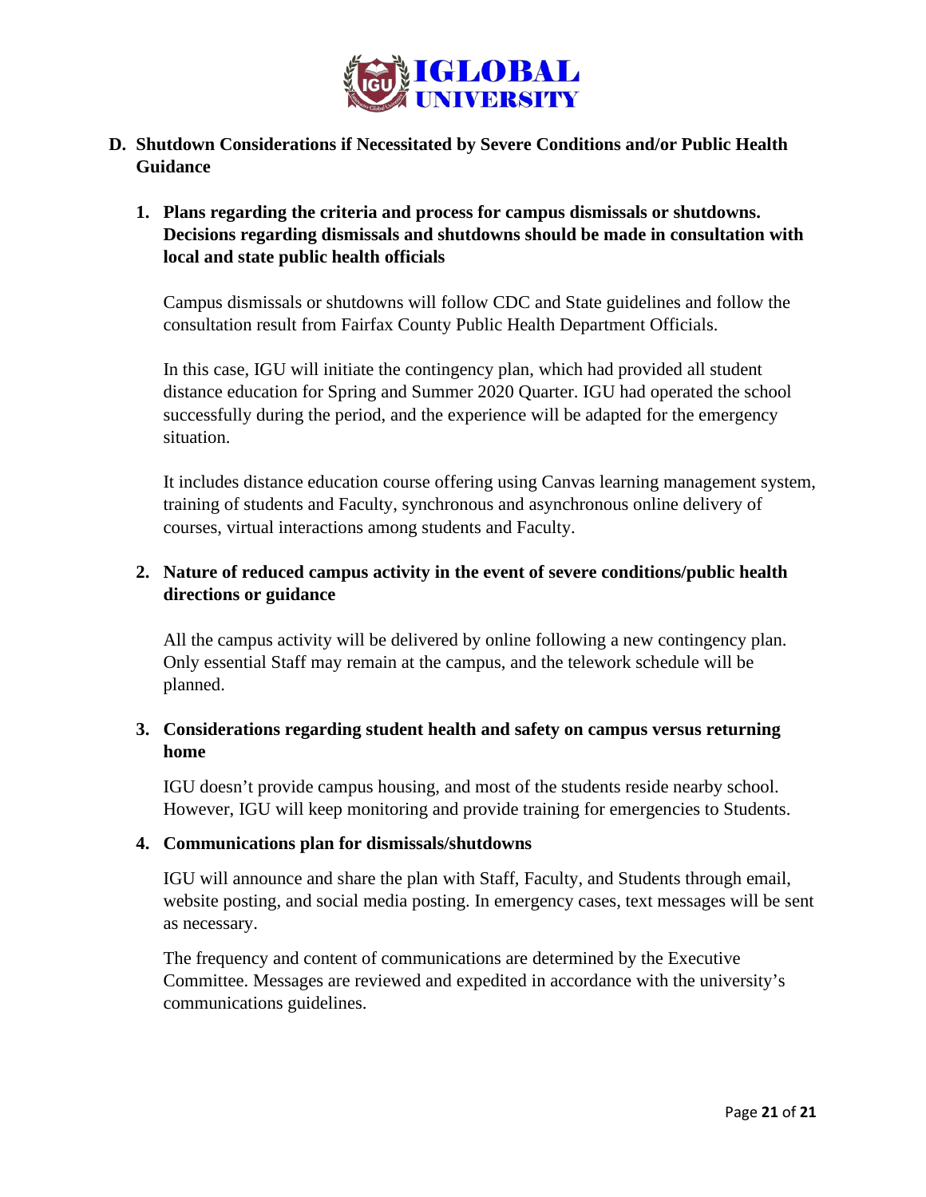## D. Shutdown Considerations if Necessitated by Severe Conditions and/or Public Health Guidance

### 1. Plans regarding the criteria and process for campus dismissals or shutdowns. Decisions regarding dismissals and shutdowns should be made in consultation with local and state public health officials

Campus dismissals or shutdowns will follow CDC and State guidelines and follow the consultation result from Fairfax County Public Health Department Officials.

In this case, IGU will initiate the contingency plan, which had provided all student distance education for Spring and Summer 2020 Quarter. IGU had operated the school successfully during the period, and the experience will be adapted for the emergency situation.

It includes distance education course offering using Canvas learning management system, training of students and Faculty, synchronous and asynchronous online delivery of courses, virtual interactions among students and Faculty.

### 2. Nature of reduced campus activity in the event of severe conditions/public health directions or guidance

All the campus activity will be delivered by online following a new contingency plan. Only essential Staff may remain at the campus, and the telework schedule will be planned.

### 3. Considerations regarding student health and safety on campus versus returning home

IGU doesn't provide campus housing, and most of the students reside nearby school. However, IGU will keep monitoring and provide training for emergencies to Students.

### 4. Communications plan for dismissals/shutdowns

IGU will announce and share the plan with Staff, Faculty, and Students through email, website posting, and social media posting. In emergency cases, text messages will be sent as necessary.

The frequency and content of communications are determined by the Executive Committee. Messages are reviewed and expedited in accordance with the university's communications guidelines.